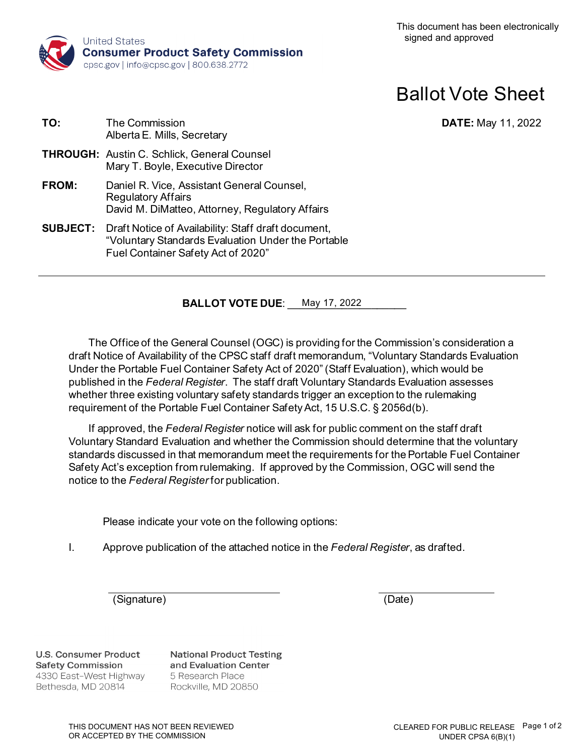United States
**Consumer Product Safety Commission**
cpsc.gov | info@cpsc.gov | 800.638.2772

This document has been electronically signed and approved

# Ballot Vote Sheet

**DATE:** May 11, 2022

**TO:** The Commission
Alberta E. Mills, Secretary

**THROUGH:** Austin C. Schlick, General Counsel
Mary T. Boyle, Executive Director

**FROM:** Daniel R. Vice, Assistant General Counsel, Regulatory Affairs
David M. DiMatteo, Attorney, Regulatory Affairs

**SUBJECT:** Draft Notice of Availability: Staff draft document, "Voluntary Standards Evaluation Under the Portable Fuel Container Safety Act of 2020"

---

**BALLOT VOTE DUE**: May 17, 2022

The Office of the General Counsel (OGC) is providing for the Commission's consideration a draft Notice of Availability of the CPSC staff draft memorandum, "Voluntary Standards Evaluation Under the Portable Fuel Container Safety Act of 2020" (Staff Evaluation), which would be published in the *Federal Register*. The staff draft Voluntary Standards Evaluation assesses whether three existing voluntary safety standards trigger an exception to the rulemaking requirement of the Portable Fuel Container Safety Act, 15 U.S.C. § 2056d(b).

If approved, the *Federal Register* notice will ask for public comment on the staff draft Voluntary Standard Evaluation and whether the Commission should determine that the voluntary standards discussed in that memorandum meet the requirements for the Portable Fuel Container Safety Act's exception from rulemaking. If approved by the Commission, OGC will send the notice to the *Federal Register* for publication.

Please indicate your vote on the following options:

I. Approve publication of the attached notice in the *Federal Register*, as drafted.

______________________ (Signature) ______________________ (Date)

U.S. Consumer Product Safety Commission
4330 East-West Highway
Bethesda, MD 20814

National Product Testing and Evaluation Center
5 Research Place
Rockville, MD 20850

THIS DOCUMENT HAS NOT BEEN REVIEWED OR ACCEPTED BY THE COMMISSION

CLEARED FOR PUBLIC RELEASE UNDER CPSA 6(B)(1)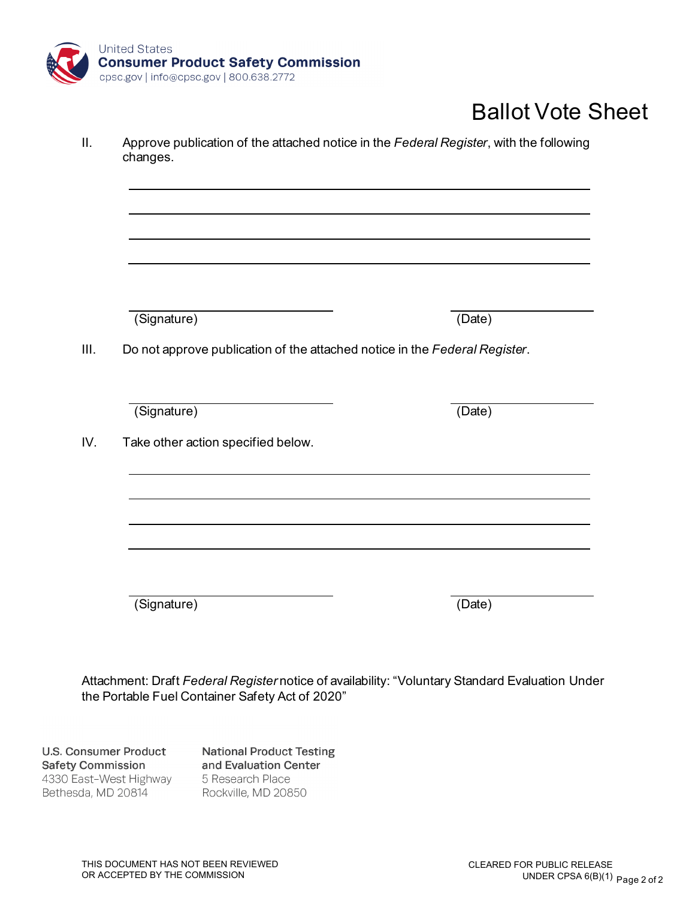United States
**Consumer Product Safety Commission**
cpsc.gov | info@cpsc.gov | 800.638.2772

# Ballot Vote Sheet

II. Approve publication of the attached notice in the *Federal Register*, with the following changes.

______________________________________________________________________

______________________________________________________________________

______________________________________________________________________

______________________________________________________________________

(Signature) (Date)

III. Do not approve publication of the attached notice in the *Federal Register*.

(Signature) (Date)

IV. Take other action specified below.

______________________________________________________________________

______________________________________________________________________

______________________________________________________________________

______________________________________________________________________

(Signature) (Date)

Attachment: Draft *Federal Register* notice of availability: "Voluntary Standard Evaluation Under the Portable Fuel Container Safety Act of 2020"

**U.S. Consumer Product Safety Commission**
4330 East-West Highway
Bethesda, MD 20814

**National Product Testing and Evaluation Center**
5 Research Place
Rockville, MD 20850

THIS DOCUMENT HAS NOT BEEN REVIEWED OR ACCEPTED BY THE COMMISSION

CLEARED FOR PUBLIC RELEASE UNDER CPSA 6(B)(1)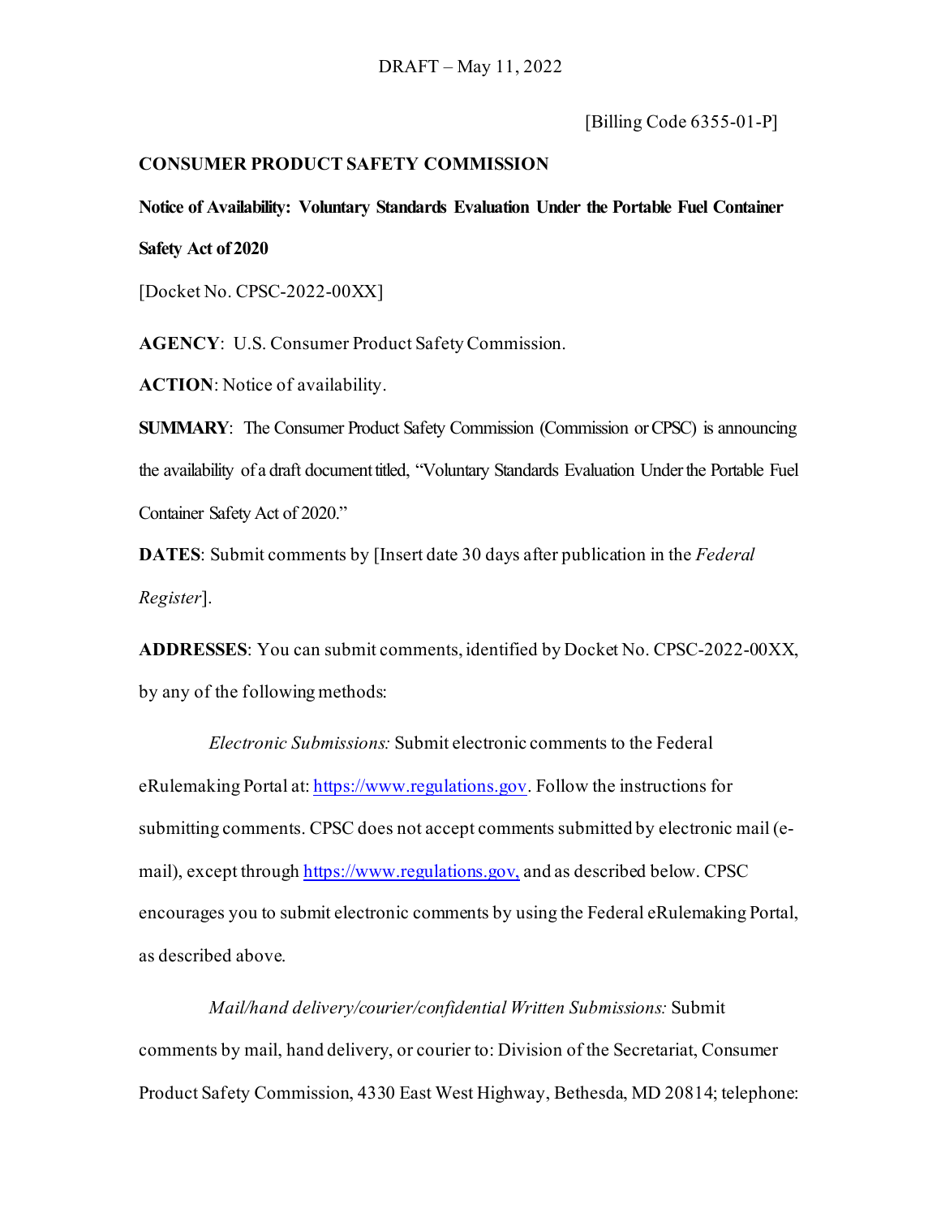DRAFT – May 11, 2022

[Billing Code 6355-01-P]

**CONSUMER PRODUCT SAFETY COMMISSION**

**Notice of Availability: Voluntary Standards Evaluation Under the Portable Fuel Container Safety Act of 2020**

[Docket No. CPSC-2022-00XX]

**AGENCY**: U.S. Consumer Product Safety Commission.

**ACTION**: Notice of availability.

**SUMMARY**: The Consumer Product Safety Commission (Commission or CPSC) is announcing the availability of a draft document titled, "Voluntary Standards Evaluation Under the Portable Fuel Container Safety Act of 2020."

**DATES**: Submit comments by [Insert date 30 days after publication in the *Federal Register*].

**ADDRESSES**: You can submit comments, identified by Docket No. CPSC-2022-00XX, by any of the following methods:

*Electronic Submissions:* Submit electronic comments to the Federal eRulemaking Portal at: https://www.regulations.gov. Follow the instructions for submitting comments. CPSC does not accept comments submitted by electronic mail (e-mail), except through https://www.regulations.gov, and as described below. CPSC encourages you to submit electronic comments by using the Federal eRulemaking Portal, as described above.

*Mail/hand delivery/courier/confidential Written Submissions:* Submit comments by mail, hand delivery, or courier to: Division of the Secretariat, Consumer Product Safety Commission, 4330 East West Highway, Bethesda, MD 20814; telephone: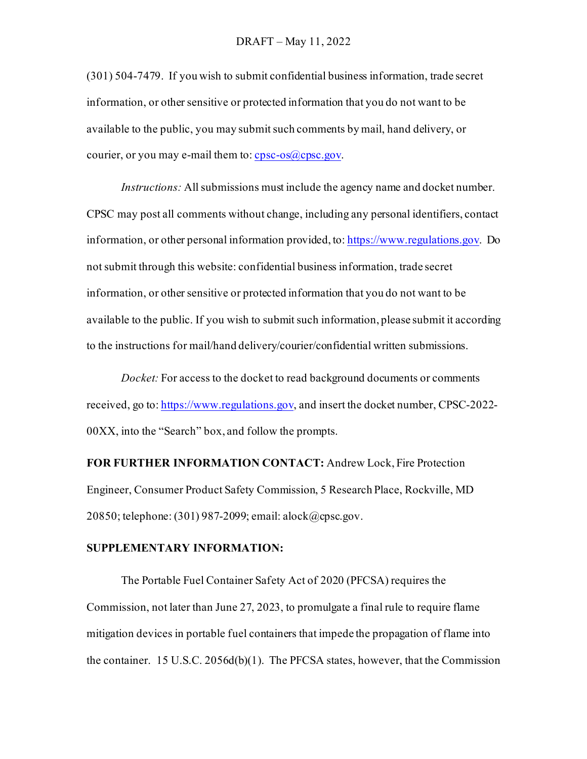(301) 504-7479. If you wish to submit confidential business information, trade secret information, or other sensitive or protected information that you do not want to be available to the public, you may submit such comments by mail, hand delivery, or courier, or you may e-mail them to: cpsc-os@cpsc.gov.

*Instructions:* All submissions must include the agency name and docket number. CPSC may post all comments without change, including any personal identifiers, contact information, or other personal information provided, to: https://www.regulations.gov. Do not submit through this website: confidential business information, trade secret information, or other sensitive or protected information that you do not want to be available to the public. If you wish to submit such information, please submit it according to the instructions for mail/hand delivery/courier/confidential written submissions.

*Docket:* For access to the docket to read background documents or comments received, go to: https://www.regulations.gov, and insert the docket number, CPSC-2022-00XX, into the "Search" box, and follow the prompts.

**FOR FURTHER INFORMATION CONTACT:** Andrew Lock, Fire Protection Engineer, Consumer Product Safety Commission, 5 Research Place, Rockville, MD 20850; telephone: (301) 987-2099; email: alock@cpsc.gov.

**SUPPLEMENTARY INFORMATION:**

The Portable Fuel Container Safety Act of 2020 (PFCSA) requires the Commission, not later than June 27, 2023, to promulgate a final rule to require flame mitigation devices in portable fuel containers that impede the propagation of flame into the container. 15 U.S.C. 2056d(b)(1). The PFCSA states, however, that the Commission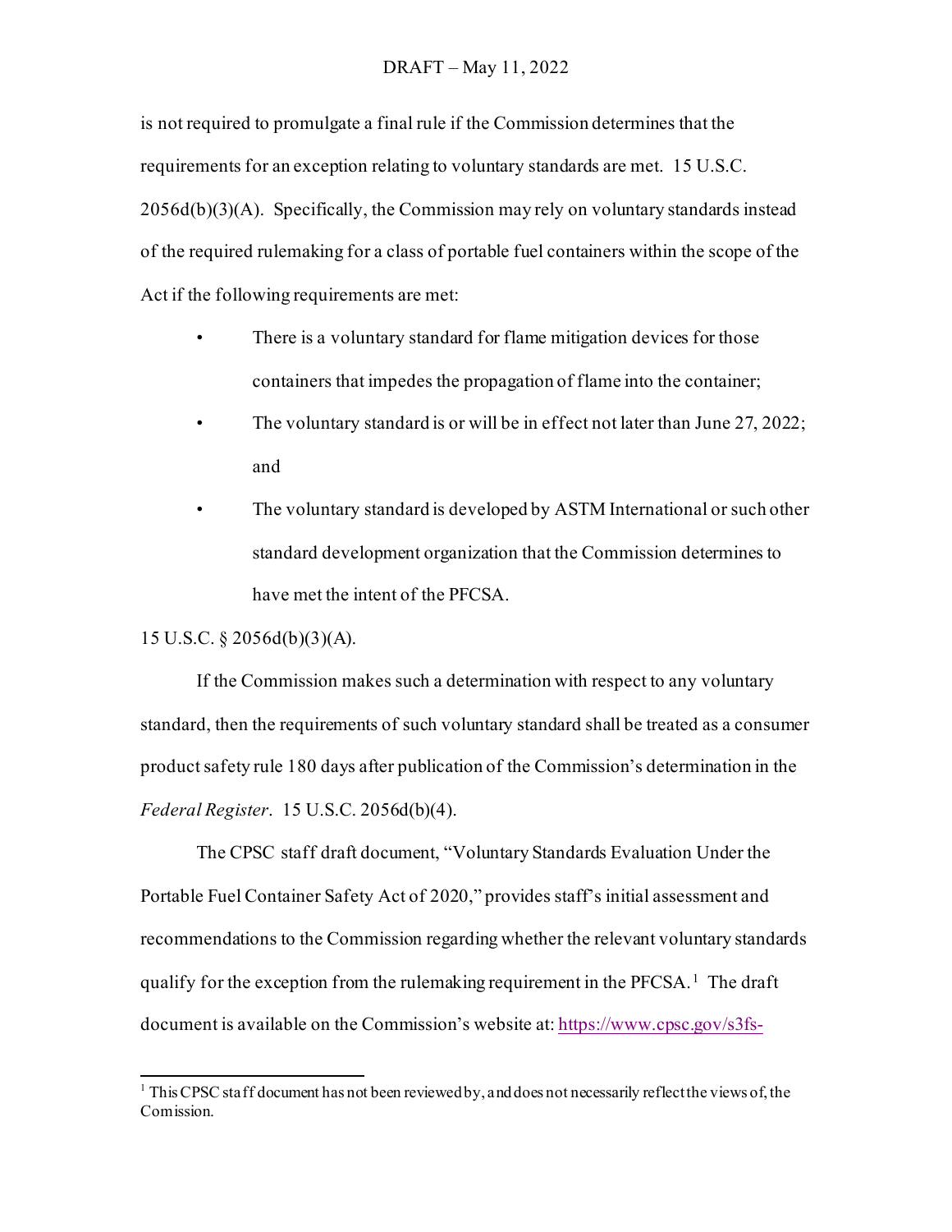is not required to promulgate a final rule if the Commission determines that the requirements for an exception relating to voluntary standards are met. 15 U.S.C. 2056d(b)(3)(A). Specifically, the Commission may rely on voluntary standards instead of the required rulemaking for a class of portable fuel containers within the scope of the Act if the following requirements are met:

- There is a voluntary standard for flame mitigation devices for those containers that impedes the propagation of flame into the container;
- The voluntary standard is or will be in effect not later than June 27, 2022; and
- The voluntary standard is developed by ASTM International or such other standard development organization that the Commission determines to have met the intent of the PFCSA.

15 U.S.C. § 2056d(b)(3)(A).

If the Commission makes such a determination with respect to any voluntary standard, then the requirements of such voluntary standard shall be treated as a consumer product safety rule 180 days after publication of the Commission's determination in the *Federal Register*. 15 U.S.C. 2056d(b)(4).

The CPSC staff draft document, "Voluntary Standards Evaluation Under the Portable Fuel Container Safety Act of 2020," provides staff's initial assessment and recommendations to the Commission regarding whether the relevant voluntary standards qualify for the exception from the rulemaking requirement in the PFCSA.[1] The draft document is available on the Commission's website at: https://www.cpsc.gov/s3fs-

[1] This CPSC staff document has not been reviewed by, and does not necessarily reflect the views of, the Comission.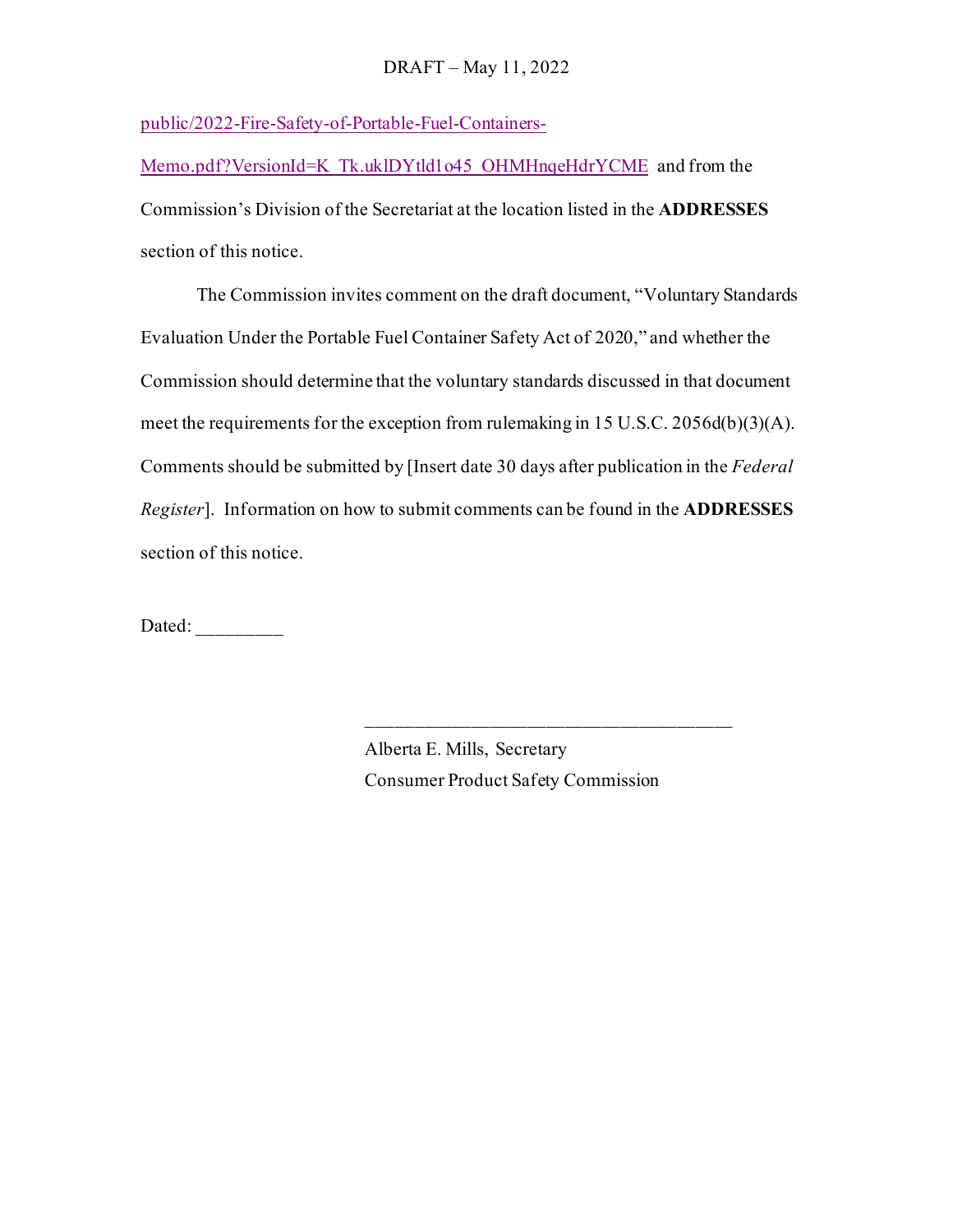public/2022-Fire-Safety-of-Portable-Fuel-Containers-Memo.pdf?VersionId=K_Tk.uklDYtld1o45_OHMHnqeHdrYCME and from the Commission's Division of the Secretariat at the location listed in the **ADDRESSES** section of this notice.

The Commission invites comment on the draft document, "Voluntary Standards Evaluation Under the Portable Fuel Container Safety Act of 2020," and whether the Commission should determine that the voluntary standards discussed in that document meet the requirements for the exception from rulemaking in 15 U.S.C. 2056d(b)(3)(A). Comments should be submitted by [Insert date 30 days after publication in the *Federal Register*]. Information on how to submit comments can be found in the **ADDRESSES** section of this notice.

Dated: _________

_______________________________________

Alberta E. Mills, Secretary
Consumer Product Safety Commission